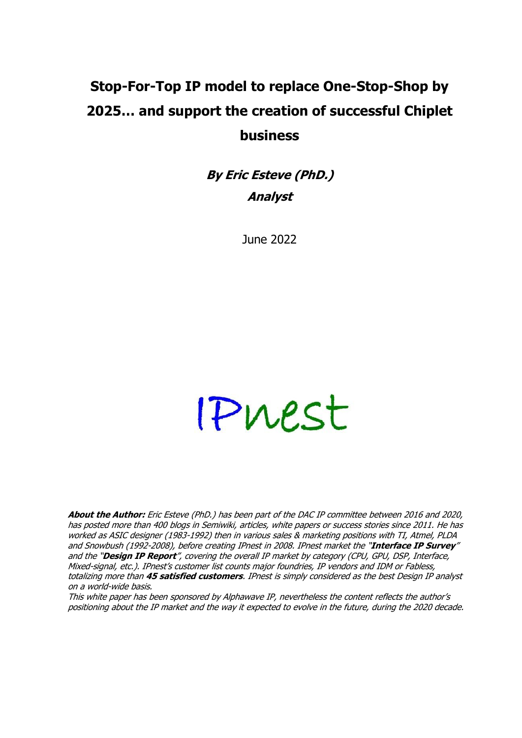# Stop-For-Top IP model to replace One-Stop-Shop by 2025… and support the creation of successful Chiplet business

***By Eric Esteve (PhD.)***

***Analyst***

June 2022

IPnest

***About the Author:*** *Eric Esteve (PhD.) has been part of the DAC IP committee between 2016 and 2020, has posted more than 400 blogs in Semiwiki, articles, white papers or success stories since 2011. He has worked as ASIC designer (1983-1992) then in various sales & marketing positions with TI, Atmel, PLDA and Snowbush (1992-2008), before creating IPnest in 2008. IPnest market the "**Interface IP Survey**" and the "**Design IP Report**", covering the overall IP market by category (CPU, GPU, DSP, Interface, Mixed-signal, etc.). IPnest's customer list counts major foundries, IP vendors and IDM or Fabless, totalizing more than **45 satisfied customers**. IPnest is simply considered as the best Design IP analyst on a world-wide basis.*

*This white paper has been sponsored by Alphawave IP, nevertheless the content reflects the author's positioning about the IP market and the way it expected to evolve in the future, during the 2020 decade.*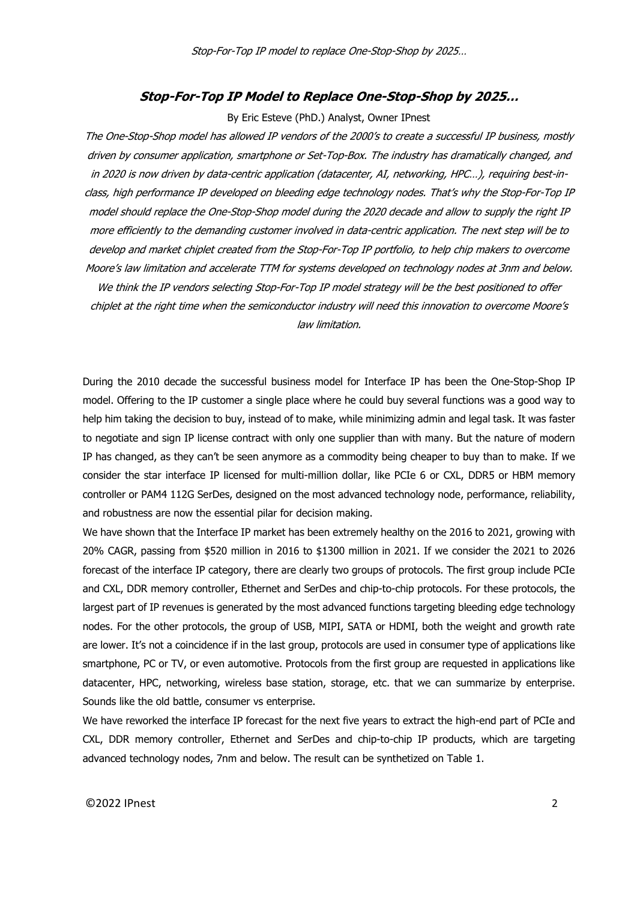## ***Stop-For-Top IP Model to Replace One-Stop-Shop by 2025…***

By Eric Esteve (PhD.) Analyst, Owner IPnest

*The One-Stop-Shop model has allowed IP vendors of the 2000's to create a successful IP business, mostly driven by consumer application, smartphone or Set-Top-Box. The industry has dramatically changed, and in 2020 is now driven by data-centric application (datacenter, AI, networking, HPC…), requiring best-in-class, high performance IP developed on bleeding edge technology nodes. That's why the Stop-For-Top IP model should replace the One-Stop-Shop model during the 2020 decade and allow to supply the right IP more efficiently to the demanding customer involved in data-centric application. The next step will be to develop and market chiplet created from the Stop-For-Top IP portfolio, to help chip makers to overcome Moore's law limitation and accelerate TTM for systems developed on technology nodes at 3nm and below. We think the IP vendors selecting Stop-For-Top IP model strategy will be the best positioned to offer chiplet at the right time when the semiconductor industry will need this innovation to overcome Moore's law limitation.*

During the 2010 decade the successful business model for Interface IP has been the One-Stop-Shop IP model. Offering to the IP customer a single place where he could buy several functions was a good way to help him taking the decision to buy, instead of to make, while minimizing admin and legal task. It was faster to negotiate and sign IP license contract with only one supplier than with many. But the nature of modern IP has changed, as they can't be seen anymore as a commodity being cheaper to buy than to make. If we consider the star interface IP licensed for multi-million dollar, like PCIe 6 or CXL, DDR5 or HBM memory controller or PAM4 112G SerDes, designed on the most advanced technology node, performance, reliability, and robustness are now the essential pilar for decision making.

We have shown that the Interface IP market has been extremely healthy on the 2016 to 2021, growing with 20% CAGR, passing from $520 million in 2016 to $1300 million in 2021. If we consider the 2021 to 2026 forecast of the interface IP category, there are clearly two groups of protocols. The first group include PCIe and CXL, DDR memory controller, Ethernet and SerDes and chip-to-chip protocols. For these protocols, the largest part of IP revenues is generated by the most advanced functions targeting bleeding edge technology nodes. For the other protocols, the group of USB, MIPI, SATA or HDMI, both the weight and growth rate are lower. It's not a coincidence if in the last group, protocols are used in consumer type of applications like smartphone, PC or TV, or even automotive. Protocols from the first group are requested in applications like datacenter, HPC, networking, wireless base station, storage, etc. that we can summarize by enterprise. Sounds like the old battle, consumer vs enterprise.

We have reworked the interface IP forecast for the next five years to extract the high-end part of PCIe and CXL, DDR memory controller, Ethernet and SerDes and chip-to-chip IP products, which are targeting advanced technology nodes, 7nm and below. The result can be synthetized on Table 1.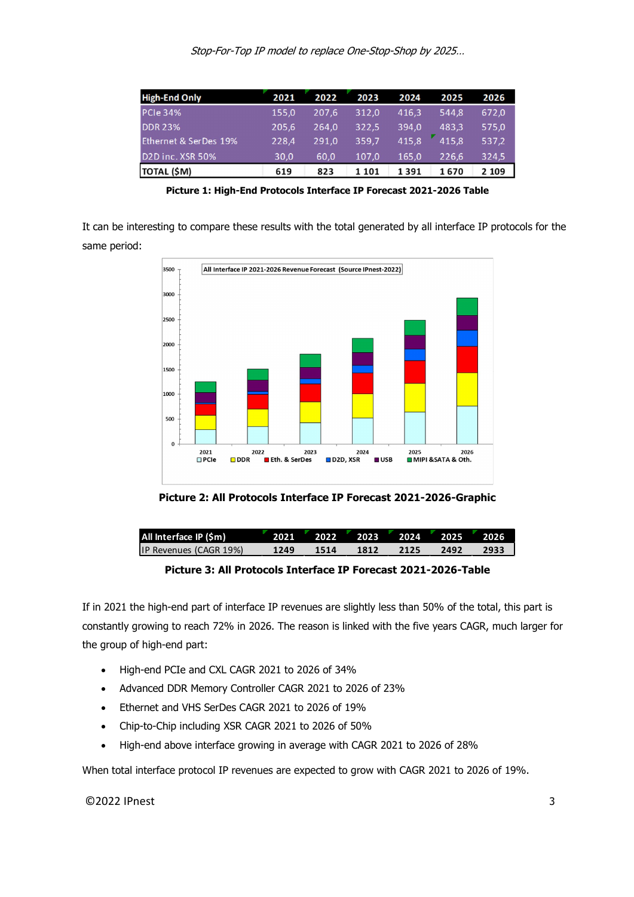| High-End Only | 2021 | 2022 | 2023 | 2024 | 2025 | 2026 |
|---|---|---|---|---|---|---|
| PCIe 34% | 155,0 | 207,6 | 312,0 | 416,3 | 544,8 | 672,0 |
| DDR 23% | 205,6 | 264,0 | 322,5 | 394,0 | 483,3 | 575,0 |
| Ethernet & SerDes 19% | 228,4 | 291,0 | 359,7 | 415,8 | 415,8 | 537,2 |
| D2D inc. XSR 50% | 30,0 | 60,0 | 107,0 | 165,0 | 226,6 | 324,5 |
| TOTAL ($M) | 619 | 823 | 1 101 | 1 391 | 1 670 | 2 109 |

**Picture 1: High-End Protocols Interface IP Forecast 2021-2026 Table**

It can be interesting to compare these results with the total generated by all interface IP protocols for the same period:

**Picture 2: All Protocols Interface IP Forecast 2021-2026-Graphic**

| All Interface IP ($m) | 2021 | 2022 | 2023 | 2024 | 2025 | 2026 |
|---|---|---|---|---|---|---|
| IP Revenues (CAGR 19%) | 1249 | 1514 | 1812 | 2125 | 2492 | 2933 |

**Picture 3: All Protocols Interface IP Forecast 2021-2026-Table**

If in 2021 the high-end part of interface IP revenues are slightly less than 50% of the total, this part is constantly growing to reach 72% in 2026. The reason is linked with the five years CAGR, much larger for the group of high-end part:

- High-end PCIe and CXL CAGR 2021 to 2026 of 34%
- Advanced DDR Memory Controller CAGR 2021 to 2026 of 23%
- Ethernet and VHS SerDes CAGR 2021 to 2026 of 19%
- Chip-to-Chip including XSR CAGR 2021 to 2026 of 50%
- High-end above interface growing in average with CAGR 2021 to 2026 of 28%

When total interface protocol IP revenues are expected to grow with CAGR 2021 to 2026 of 19%.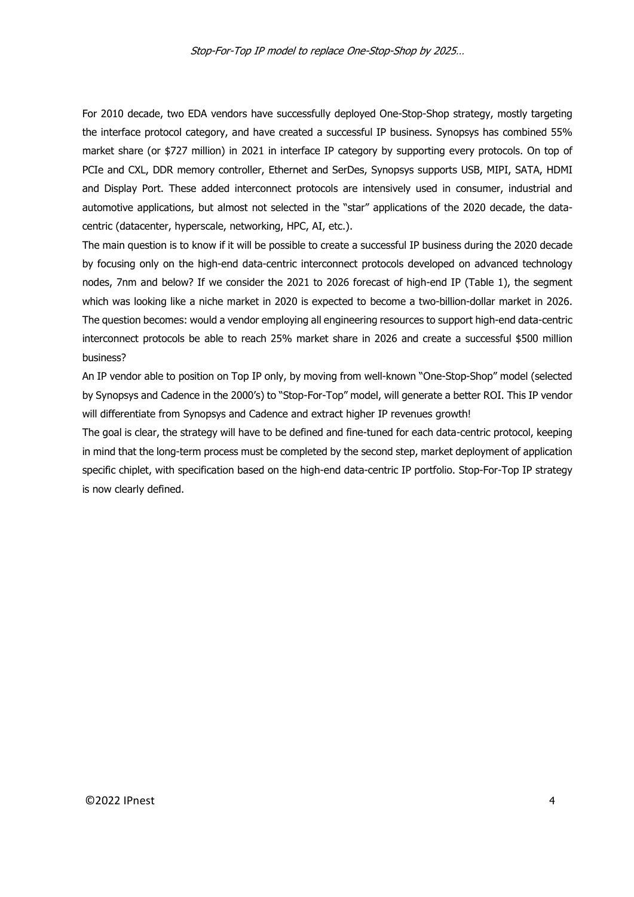For 2010 decade, two EDA vendors have successfully deployed One-Stop-Shop strategy, mostly targeting the interface protocol category, and have created a successful IP business. Synopsys has combined 55% market share (or $727 million) in 2021 in interface IP category by supporting every protocols. On top of PCIe and CXL, DDR memory controller, Ethernet and SerDes, Synopsys supports USB, MIPI, SATA, HDMI and Display Port. These added interconnect protocols are intensively used in consumer, industrial and automotive applications, but almost not selected in the "star" applications of the 2020 decade, the data-centric (datacenter, hyperscale, networking, HPC, AI, etc.).

The main question is to know if it will be possible to create a successful IP business during the 2020 decade by focusing only on the high-end data-centric interconnect protocols developed on advanced technology nodes, 7nm and below? If we consider the 2021 to 2026 forecast of high-end IP (Table 1), the segment which was looking like a niche market in 2020 is expected to become a two-billion-dollar market in 2026. The question becomes: would a vendor employing all engineering resources to support high-end data-centric interconnect protocols be able to reach 25% market share in 2026 and create a successful $500 million business?

An IP vendor able to position on Top IP only, by moving from well-known "One-Stop-Shop" model (selected by Synopsys and Cadence in the 2000's) to "Stop-For-Top" model, will generate a better ROI. This IP vendor will differentiate from Synopsys and Cadence and extract higher IP revenues growth!

The goal is clear, the strategy will have to be defined and fine-tuned for each data-centric protocol, keeping in mind that the long-term process must be completed by the second step, market deployment of application specific chiplet, with specification based on the high-end data-centric IP portfolio. Stop-For-Top IP strategy is now clearly defined.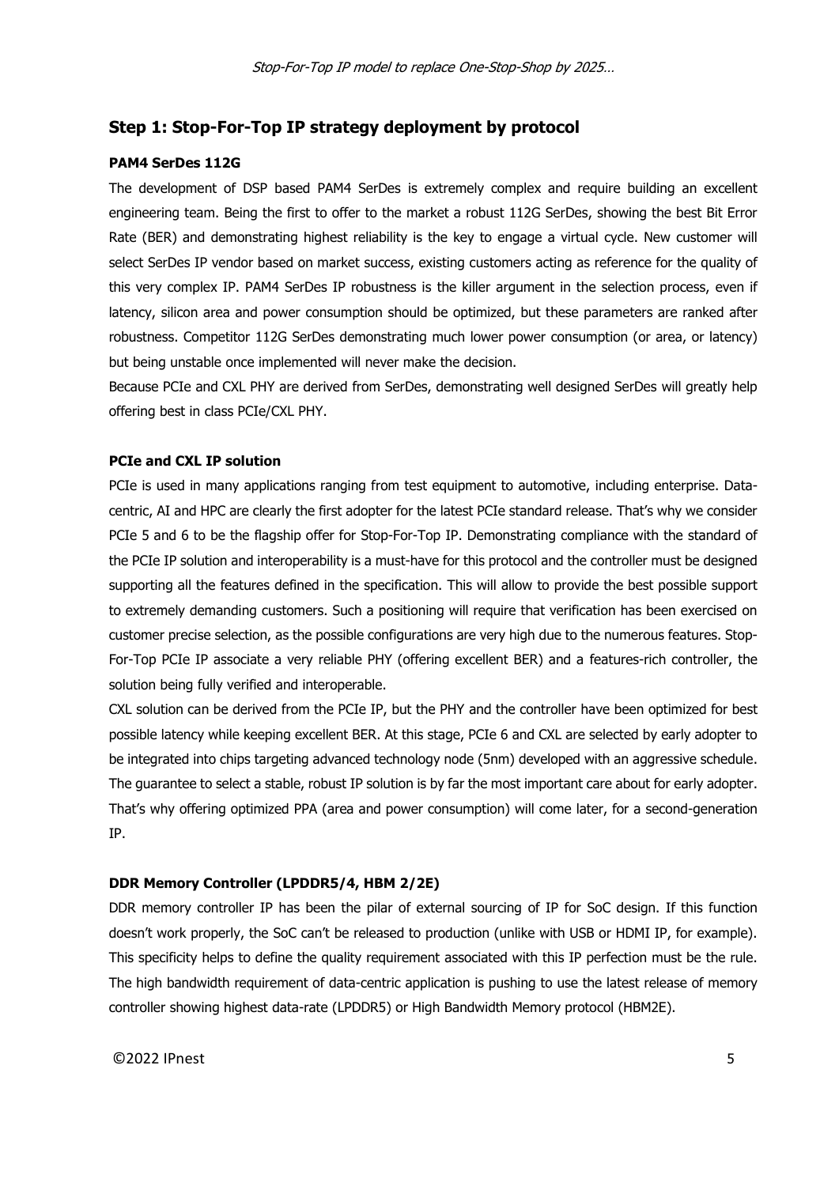## Step 1: Stop-For-Top IP strategy deployment by protocol

### PAM4 SerDes 112G

The development of DSP based PAM4 SerDes is extremely complex and require building an excellent engineering team. Being the first to offer to the market a robust 112G SerDes, showing the best Bit Error Rate (BER) and demonstrating highest reliability is the key to engage a virtual cycle. New customer will select SerDes IP vendor based on market success, existing customers acting as reference for the quality of this very complex IP. PAM4 SerDes IP robustness is the killer argument in the selection process, even if latency, silicon area and power consumption should be optimized, but these parameters are ranked after robustness. Competitor 112G SerDes demonstrating much lower power consumption (or area, or latency) but being unstable once implemented will never make the decision.

Because PCIe and CXL PHY are derived from SerDes, demonstrating well designed SerDes will greatly help offering best in class PCIe/CXL PHY.

### PCIe and CXL IP solution

PCIe is used in many applications ranging from test equipment to automotive, including enterprise. Data-centric, AI and HPC are clearly the first adopter for the latest PCIe standard release. That's why we consider PCIe 5 and 6 to be the flagship offer for Stop-For-Top IP. Demonstrating compliance with the standard of the PCIe IP solution and interoperability is a must-have for this protocol and the controller must be designed supporting all the features defined in the specification. This will allow to provide the best possible support to extremely demanding customers. Such a positioning will require that verification has been exercised on customer precise selection, as the possible configurations are very high due to the numerous features. Stop-For-Top PCIe IP associate a very reliable PHY (offering excellent BER) and a features-rich controller, the solution being fully verified and interoperable.

CXL solution can be derived from the PCIe IP, but the PHY and the controller have been optimized for best possible latency while keeping excellent BER. At this stage, PCIe 6 and CXL are selected by early adopter to be integrated into chips targeting advanced technology node (5nm) developed with an aggressive schedule. The guarantee to select a stable, robust IP solution is by far the most important care about for early adopter. That's why offering optimized PPA (area and power consumption) will come later, for a second-generation IP.

### DDR Memory Controller (LPDDR5/4, HBM 2/2E)

DDR memory controller IP has been the pilar of external sourcing of IP for SoC design. If this function doesn't work properly, the SoC can't be released to production (unlike with USB or HDMI IP, for example). This specificity helps to define the quality requirement associated with this IP perfection must be the rule. The high bandwidth requirement of data-centric application is pushing to use the latest release of memory controller showing highest data-rate (LPDDR5) or High Bandwidth Memory protocol (HBM2E).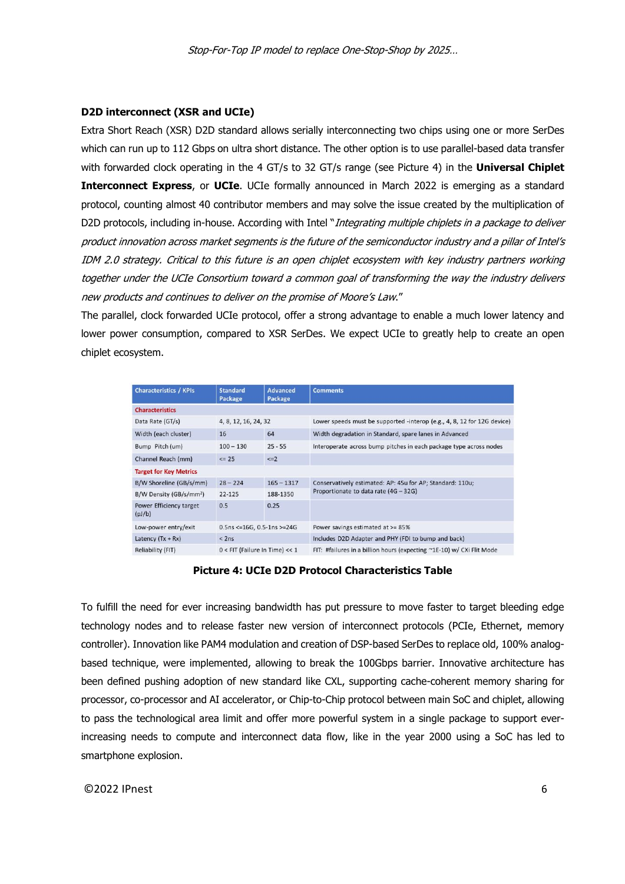**D2D interconnect (XSR and UCIe)**

Extra Short Reach (XSR) D2D standard allows serially interconnecting two chips using one or more SerDes which can run up to 112 Gbps on ultra short distance. The other option is to use parallel-based data transfer with forwarded clock operating in the 4 GT/s to 32 GT/s range (see Picture 4) in the **Universal Chiplet Interconnect Express**, or **UCIe**. UCIe formally announced in March 2022 is emerging as a standard protocol, counting almost 40 contributor members and may solve the issue created by the multiplication of D2D protocols, including in-house. According with Intel "*Integrating multiple chiplets in a package to deliver product innovation across market segments is the future of the semiconductor industry and a pillar of Intel's IDM 2.0 strategy. Critical to this future is an open chiplet ecosystem with key industry partners working together under the UCIe Consortium toward a common goal of transforming the way the industry delivers new products and continues to deliver on the promise of Moore's Law.*"

The parallel, clock forwarded UCIe protocol, offer a strong advantage to enable a much lower latency and lower power consumption, compared to XSR SerDes. We expect UCIe to greatly help to create an open chiplet ecosystem.

| Characteristics / KPIs | Standard Package | Advanced Package | Comments |
|---|---|---|---|
| **Characteristics** | | | |
| Data Rate (GT/s) | 4, 8, 12, 16, 24, 32 | | Lower speeds must be supported -interop (e.g., 4, 8, 12 for 12G device) |
| Width (each cluster) | 16 | 64 | Width degradation in Standard, spare lanes in Advanced |
| Bump Pitch (um) | 100 – 130 | 25 - 55 | Interoperate across bump pitches in each package type across nodes |
| Channel Reach (mm) | <= 25 | <=2 | |
| **Target for Key Metrics** | | | |
| B/W Shoreline (GB/s/mm) | 28 – 224 | 165 – 1317 | Conservatively estimated: AP: 45u for AP; Standard: 110u; Proportionate to data rate (4G – 32G) |
| B/W Density (GB/s/mm²) | 22-125 | 188-1350 | |
| Power Efficiency target (pJ/b) | 0.5 | 0.25 | |
| Low-power entry/exit | 0.5ns <=16G, 0.5-1ns >=24G | | Power savings estimated at >= 85% |
| Latency (Tx + Rx) | < 2ns | | Includes D2D Adapter and PHY (FDI to bump and back) |
| Reliability (FIT) | 0 < FIT (Failure In Time) << 1 | | FIT: #failures in a billion hours (expecting ~1E-10) w/ CXI Flit Mode |

**Picture 4: UCIe D2D Protocol Characteristics Table**

To fulfill the need for ever increasing bandwidth has put pressure to move faster to target bleeding edge technology nodes and to release faster new version of interconnect protocols (PCIe, Ethernet, memory controller). Innovation like PAM4 modulation and creation of DSP-based SerDes to replace old, 100% analog-based technique, were implemented, allowing to break the 100Gbps barrier. Innovative architecture has been defined pushing adoption of new standard like CXL, supporting cache-coherent memory sharing for processor, co-processor and AI accelerator, or Chip-to-Chip protocol between main SoC and chiplet, allowing to pass the technological area limit and offer more powerful system in a single package to support ever-increasing needs to compute and interconnect data flow, like in the year 2000 using a SoC has led to smartphone explosion.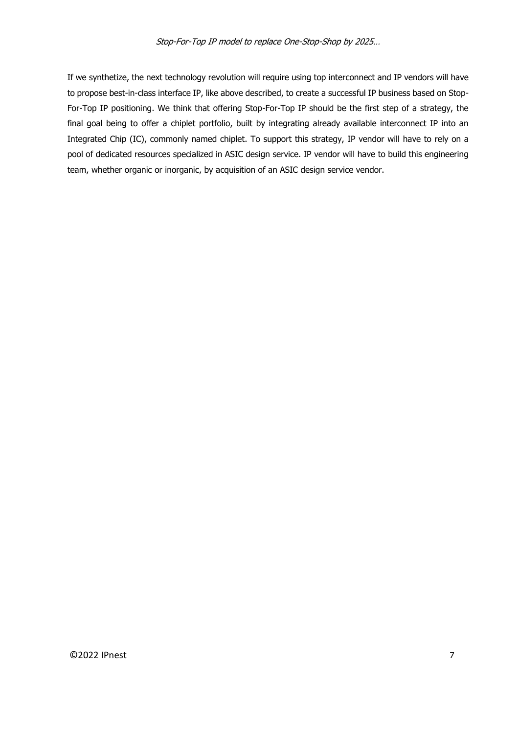If we synthetize, the next technology revolution will require using top interconnect and IP vendors will have to propose best-in-class interface IP, like above described, to create a successful IP business based on Stop-For-Top IP positioning. We think that offering Stop-For-Top IP should be the first step of a strategy, the final goal being to offer a chiplet portfolio, built by integrating already available interconnect IP into an Integrated Chip (IC), commonly named chiplet. To support this strategy, IP vendor will have to rely on a pool of dedicated resources specialized in ASIC design service. IP vendor will have to build this engineering team, whether organic or inorganic, by acquisition of an ASIC design service vendor.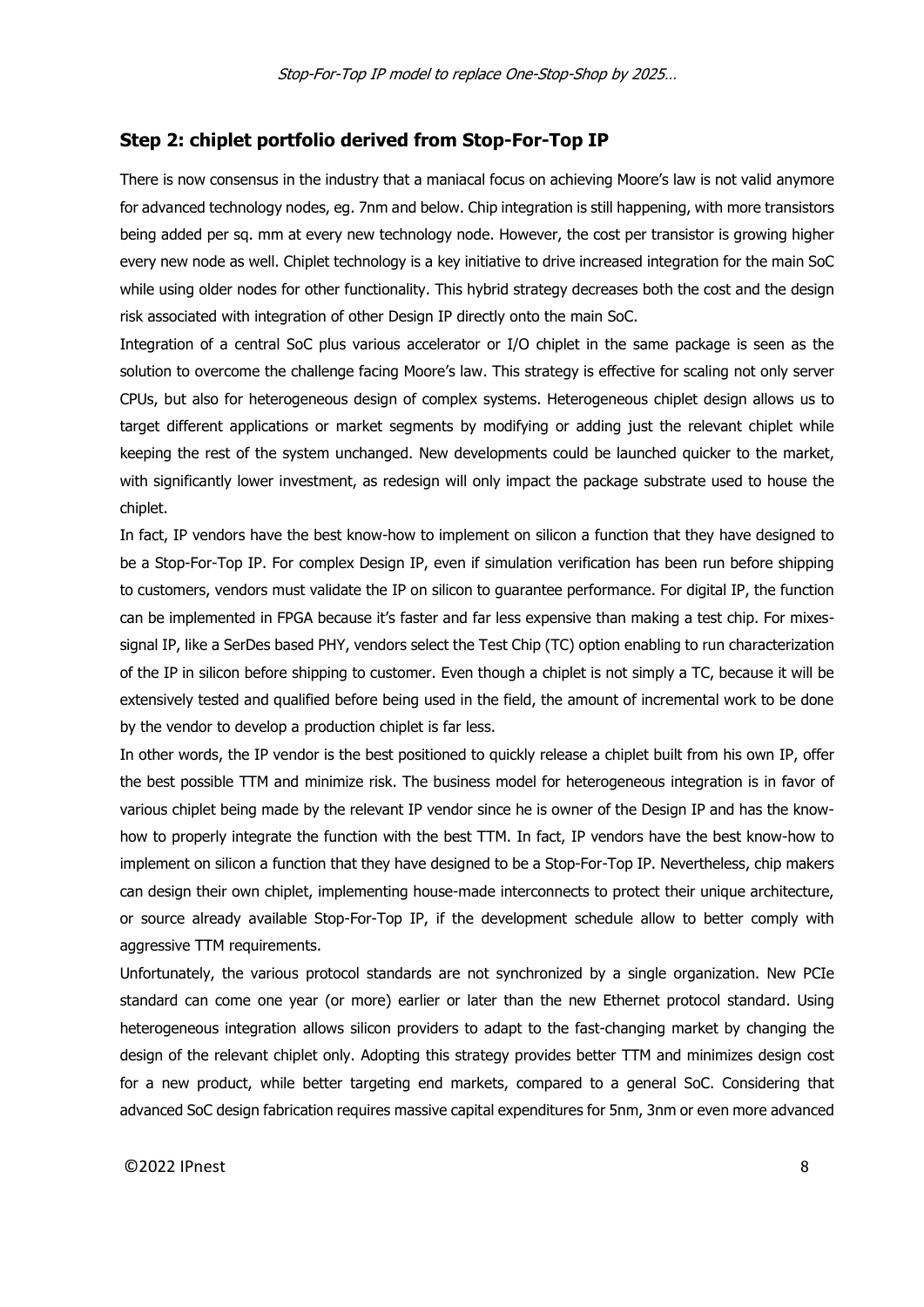## Step 2: chiplet portfolio derived from Stop-For-Top IP

There is now consensus in the industry that a maniacal focus on achieving Moore's law is not valid anymore for advanced technology nodes, eg. 7nm and below. Chip integration is still happening, with more transistors being added per sq. mm at every new technology node. However, the cost per transistor is growing higher every new node as well. Chiplet technology is a key initiative to drive increased integration for the main SoC while using older nodes for other functionality. This hybrid strategy decreases both the cost and the design risk associated with integration of other Design IP directly onto the main SoC.

Integration of a central SoC plus various accelerator or I/O chiplet in the same package is seen as the solution to overcome the challenge facing Moore's law. This strategy is effective for scaling not only server CPUs, but also for heterogeneous design of complex systems. Heterogeneous chiplet design allows us to target different applications or market segments by modifying or adding just the relevant chiplet while keeping the rest of the system unchanged. New developments could be launched quicker to the market, with significantly lower investment, as redesign will only impact the package substrate used to house the chiplet.

In fact, IP vendors have the best know-how to implement on silicon a function that they have designed to be a Stop-For-Top IP. For complex Design IP, even if simulation verification has been run before shipping to customers, vendors must validate the IP on silicon to guarantee performance. For digital IP, the function can be implemented in FPGA because it's faster and far less expensive than making a test chip. For mixes-signal IP, like a SerDes based PHY, vendors select the Test Chip (TC) option enabling to run characterization of the IP in silicon before shipping to customer. Even though a chiplet is not simply a TC, because it will be extensively tested and qualified before being used in the field, the amount of incremental work to be done by the vendor to develop a production chiplet is far less.

In other words, the IP vendor is the best positioned to quickly release a chiplet built from his own IP, offer the best possible TTM and minimize risk. The business model for heterogeneous integration is in favor of various chiplet being made by the relevant IP vendor since he is owner of the Design IP and has the know-how to properly integrate the function with the best TTM. In fact, IP vendors have the best know-how to implement on silicon a function that they have designed to be a Stop-For-Top IP. Nevertheless, chip makers can design their own chiplet, implementing house-made interconnects to protect their unique architecture, or source already available Stop-For-Top IP, if the development schedule allow to better comply with aggressive TTM requirements.

Unfortunately, the various protocol standards are not synchronized by a single organization. New PCIe standard can come one year (or more) earlier or later than the new Ethernet protocol standard. Using heterogeneous integration allows silicon providers to adapt to the fast-changing market by changing the design of the relevant chiplet only. Adopting this strategy provides better TTM and minimizes design cost for a new product, while better targeting end markets, compared to a general SoC. Considering that advanced SoC design fabrication requires massive capital expenditures for 5nm, 3nm or even more advanced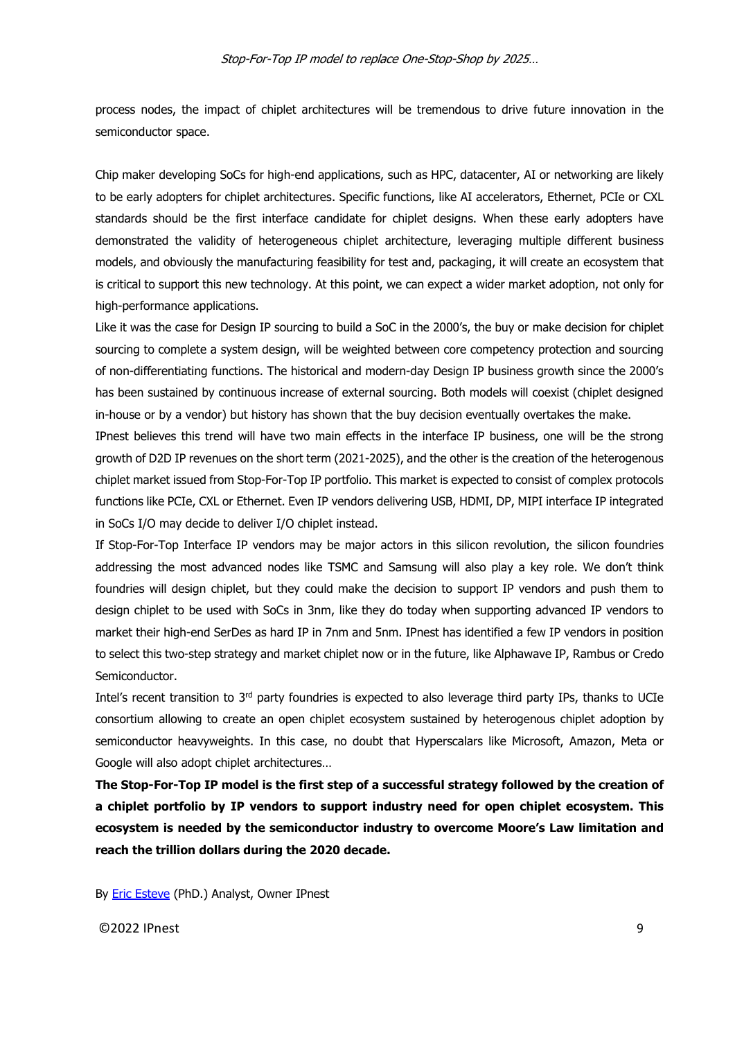process nodes, the impact of chiplet architectures will be tremendous to drive future innovation in the semiconductor space.

Chip maker developing SoCs for high-end applications, such as HPC, datacenter, AI or networking are likely to be early adopters for chiplet architectures. Specific functions, like AI accelerators, Ethernet, PCIe or CXL standards should be the first interface candidate for chiplet designs. When these early adopters have demonstrated the validity of heterogeneous chiplet architecture, leveraging multiple different business models, and obviously the manufacturing feasibility for test and, packaging, it will create an ecosystem that is critical to support this new technology. At this point, we can expect a wider market adoption, not only for high-performance applications.

Like it was the case for Design IP sourcing to build a SoC in the 2000's, the buy or make decision for chiplet sourcing to complete a system design, will be weighted between core competency protection and sourcing of non-differentiating functions. The historical and modern-day Design IP business growth since the 2000's has been sustained by continuous increase of external sourcing. Both models will coexist (chiplet designed in-house or by a vendor) but history has shown that the buy decision eventually overtakes the make.

IPnest believes this trend will have two main effects in the interface IP business, one will be the strong growth of D2D IP revenues on the short term (2021-2025), and the other is the creation of the heterogenous chiplet market issued from Stop-For-Top IP portfolio. This market is expected to consist of complex protocols functions like PCIe, CXL or Ethernet. Even IP vendors delivering USB, HDMI, DP, MIPI interface IP integrated in SoCs I/O may decide to deliver I/O chiplet instead.

If Stop-For-Top Interface IP vendors may be major actors in this silicon revolution, the silicon foundries addressing the most advanced nodes like TSMC and Samsung will also play a key role. We don't think foundries will design chiplet, but they could make the decision to support IP vendors and push them to design chiplet to be used with SoCs in 3nm, like they do today when supporting advanced IP vendors to market their high-end SerDes as hard IP in 7nm and 5nm. IPnest has identified a few IP vendors in position to select this two-step strategy and market chiplet now or in the future, like Alphawave IP, Rambus or Credo Semiconductor.

Intel's recent transition to 3rd party foundries is expected to also leverage third party IPs, thanks to UCIe consortium allowing to create an open chiplet ecosystem sustained by heterogenous chiplet adoption by semiconductor heavyweights. In this case, no doubt that Hyperscalars like Microsoft, Amazon, Meta or Google will also adopt chiplet architectures…

**The Stop-For-Top IP model is the first step of a successful strategy followed by the creation of a chiplet portfolio by IP vendors to support industry need for open chiplet ecosystem. This ecosystem is needed by the semiconductor industry to overcome Moore's Law limitation and reach the trillion dollars during the 2020 decade.**

By Eric Esteve (PhD.) Analyst, Owner IPnest

©2022 IPnest